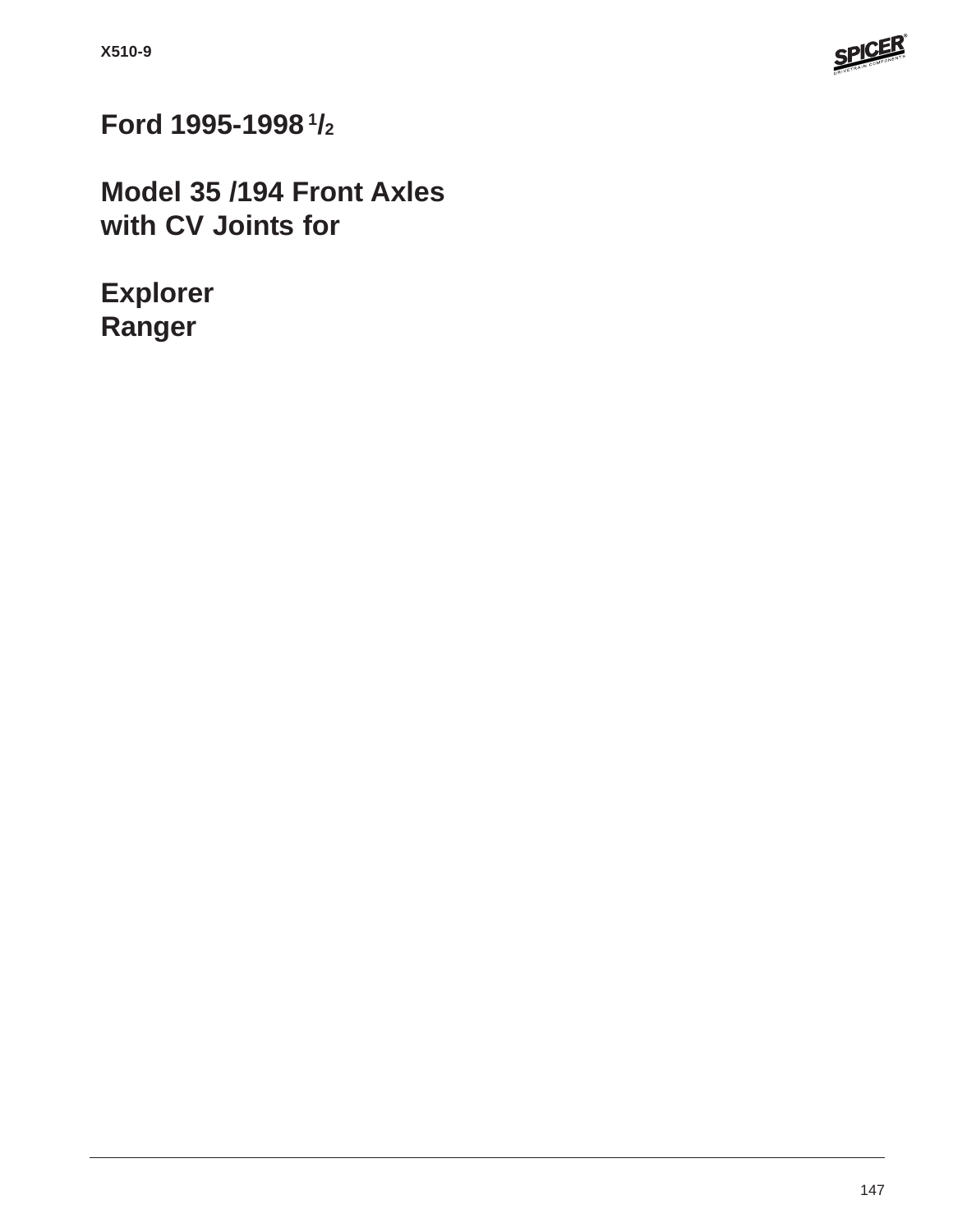# Ford 1995-1998 1/2

# Model 35 /194 Front Axles with CV Joints for

# Explorer
# Ranger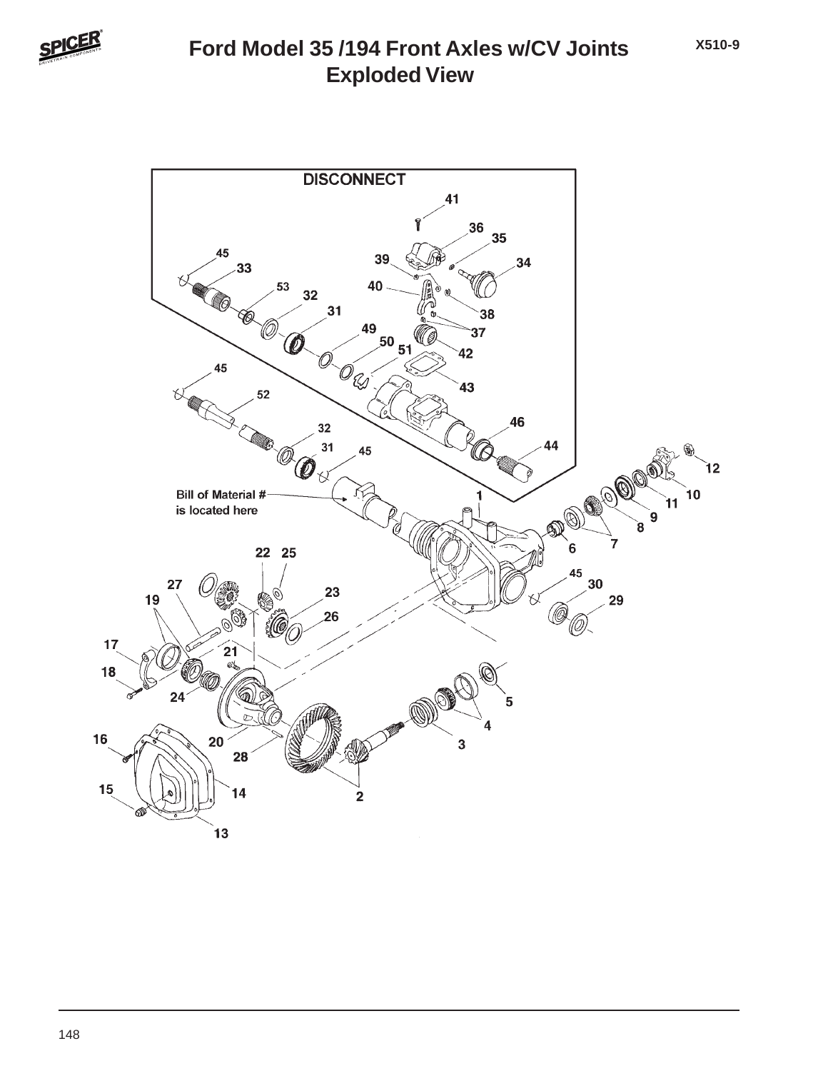# Ford Model 35 /194 Front Axles w/CV Joints
## Exploded View

X510-9

DISCONNECT

Bill of Material # is located here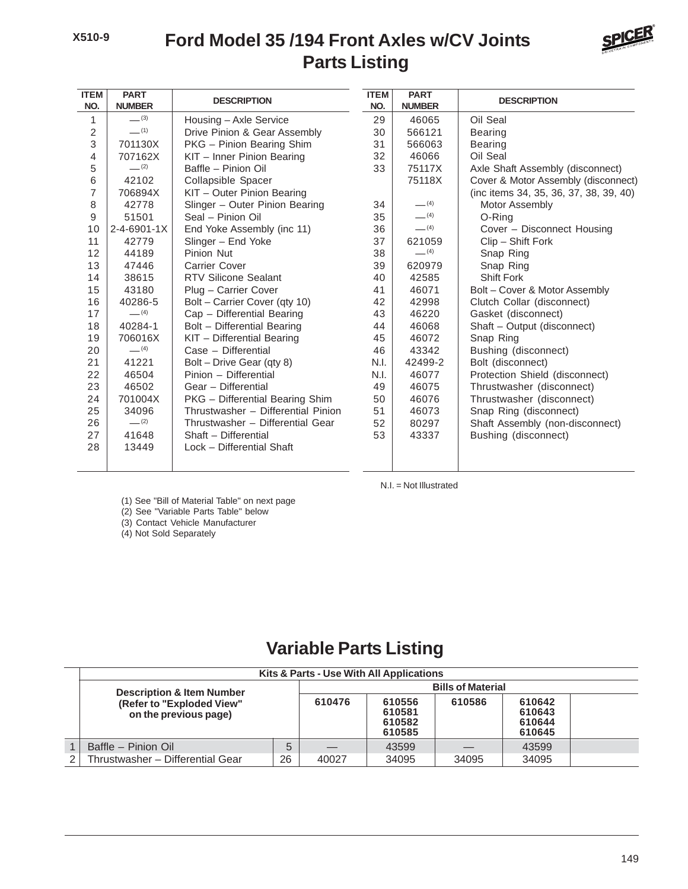# Ford Model 35 /194 Front Axles w/CV Joints Parts Listing

X510-9

| ITEM NO. | PART NUMBER | DESCRIPTION |
|---|---|---|
| 1 | — (3) | Housing – Axle Service |
| 2 | — (1) | Drive Pinion & Gear Assembly |
| 3 | 701130X | PKG – Pinion Bearing Shim |
| 4 | 707162X | KIT – Inner Pinion Bearing |
| 5 | — (2) | Baffle – Pinion Oil |
| 6 | 42102 | Collapsible Spacer |
| 7 | 706894X | KIT – Outer Pinion Bearing |
| 8 | 42778 | Slinger – Outer Pinion Bearing |
| 9 | 51501 | Seal – Pinion Oil |
| 10 | 2-4-6901-1X | End Yoke Assembly (inc 11) |
| 11 | 42779 | Slinger – End Yoke |
| 12 | 44189 | Pinion Nut |
| 13 | 47446 | Carrier Cover |
| 14 | 38615 | RTV Silicone Sealant |
| 15 | 43180 | Plug – Carrier Cover |
| 16 | 40286-5 | Bolt – Carrier Cover (qty 10) |
| 17 | — (4) | Cap – Differential Bearing |
| 18 | 40284-1 | Bolt – Differential Bearing |
| 19 | 706016X | KIT – Differential Bearing |
| 20 | — (4) | Case – Differential |
| 21 | 41221 | Bolt – Drive Gear (qty 8) |
| 22 | 46504 | Pinion – Differential |
| 23 | 46502 | Gear – Differential |
| 24 | 701004X | PKG – Differential Bearing Shim |
| 25 | 34096 | Thrustwasher – Differential Pinion |
| 26 | — (2) | Thrustwasher – Differential Gear |
| 27 | 41648 | Shaft – Differential |
| 28 | 13449 | Lock – Differential Shaft |
| 29 | 46065 | Oil Seal |
| 30 | 566121 | Bearing |
| 31 | 566063 | Bearing |
| 32 | 46066 | Oil Seal |
| 33 | 75117X | Axle Shaft Assembly (disconnect) |
| | 75118X | Cover & Motor Assembly (disconnect) (inc items 34, 35, 36, 37, 38, 39, 40) |
| 34 | — (4) | Motor Assembly |
| 35 | — (4) | O-Ring |
| 36 | — (4) | Cover – Disconnect Housing |
| 37 | 621059 | Clip – Shift Fork |
| 38 | — (4) | Snap Ring |
| 39 | 620979 | Snap Ring |
| 40 | 42585 | Shift Fork |
| 41 | 46071 | Bolt – Cover & Motor Assembly |
| 42 | 42998 | Clutch Collar (disconnect) |
| 43 | 46220 | Gasket (disconnect) |
| 44 | 46068 | Shaft – Output (disconnect) |
| 45 | 46072 | Snap Ring |
| 46 | 43342 | Bushing (disconnect) |
| N.I. | 42499-2 | Bolt (disconnect) |
| N.I. | 46077 | Protection Shield (disconnect) |
| 49 | 46075 | Thrustwasher (disconnect) |
| 50 | 46076 | Thrustwasher (disconnect) |
| 51 | 46073 | Snap Ring (disconnect) |
| 52 | 80297 | Shaft Assembly (non-disconnect) |
| 53 | 43337 | Bushing (disconnect) |

N.I. = Not Illustrated

(1) See "Bill of Material Table" on next page
(2) See "Variable Parts Table" below
(3) Contact Vehicle Manufacturer
(4) Not Sold Separately

## Variable Parts Listing

| | Kits & Parts - Use With All Applications | | | | | | |
|---|---|---|---|---|---|---|---|
| | Description & Item Number (Refer to "Exploded View" on the previous page) | | Bills of Material | | | | |
| | | | 610476 | 610556 610581 610582 610585 | 610586 | 610642 610643 610644 610645 | |
| 1 | Baffle – Pinion Oil | 5 | — | 43599 | — | 43599 | |
| 2 | Thrustwasher – Differential Gear | 26 | 40027 | 34095 | 34095 | 34095 | |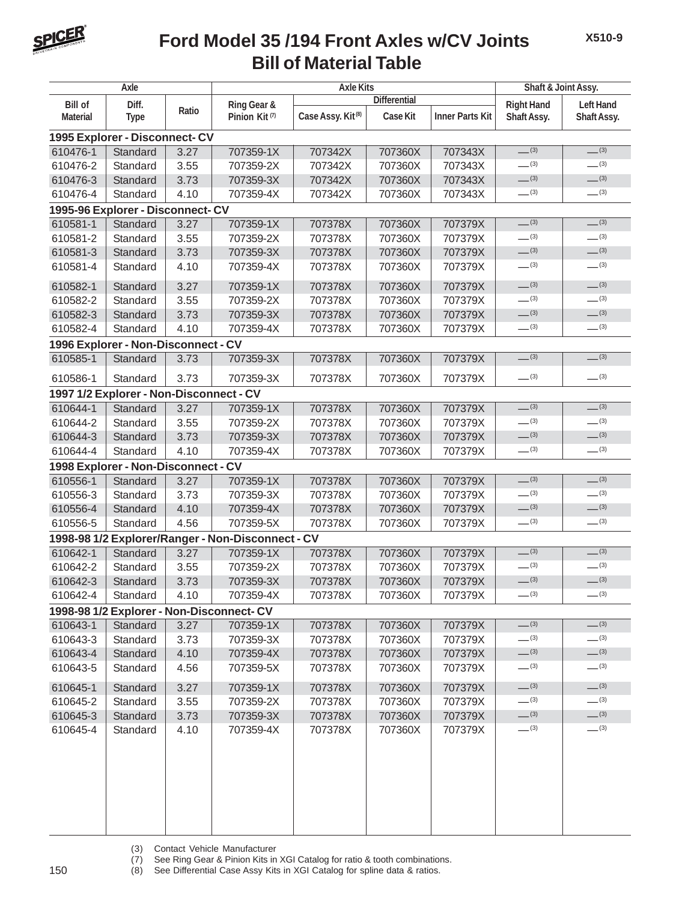# Ford Model 35 /194 Front Axles w/CV Joints Bill of Material Table

X510-9

| Axle | | | Axle Kits | | | | Shaft & Joint Assy. | |
|---|---|---|---|---|---|---|---|---|
| | | | | Differential | | | | |
| Bill of Material | Diff. Type | Ratio | Ring Gear & Pinion Kit (7) | Case Assy. Kit (8) | Case Kit | Inner Parts Kit | Right Hand Shaft Assy. | Left Hand Shaft Assy. |
| **1995 Explorer - Disconnect- CV** | | | | | | | | |
| 610476-1 | Standard | 3.27 | 707359-1X | 707342X | 707360X | 707343X | — (3) | — (3) |
| 610476-2 | Standard | 3.55 | 707359-2X | 707342X | 707360X | 707343X | — (3) | — (3) |
| 610476-3 | Standard | 3.73 | 707359-3X | 707342X | 707360X | 707343X | — (3) | — (3) |
| 610476-4 | Standard | 4.10 | 707359-4X | 707342X | 707360X | 707343X | — (3) | — (3) |
| **1995-96 Explorer - Disconnect- CV** | | | | | | | | |
| 610581-1 | Standard | 3.27 | 707359-1X | 707378X | 707360X | 707379X | — (3) | — (3) |
| 610581-2 | Standard | 3.55 | 707359-2X | 707378X | 707360X | 707379X | — (3) | — (3) |
| 610581-3 | Standard | 3.73 | 707359-3X | 707378X | 707360X | 707379X | — (3) | — (3) |
| 610581-4 | Standard | 4.10 | 707359-4X | 707378X | 707360X | 707379X | — (3) | — (3) |
| 610582-1 | Standard | 3.27 | 707359-1X | 707378X | 707360X | 707379X | — (3) | — (3) |
| 610582-2 | Standard | 3.55 | 707359-2X | 707378X | 707360X | 707379X | — (3) | — (3) |
| 610582-3 | Standard | 3.73 | 707359-3X | 707378X | 707360X | 707379X | — (3) | — (3) |
| 610582-4 | Standard | 4.10 | 707359-4X | 707378X | 707360X | 707379X | — (3) | — (3) |
| **1996 Explorer - Non-Disconnect - CV** | | | | | | | | |
| 610585-1 | Standard | 3.73 | 707359-3X | 707378X | 707360X | 707379X | — (3) | — (3) |
| 610586-1 | Standard | 3.73 | 707359-3X | 707378X | 707360X | 707379X | — (3) | — (3) |
| **1997 1/2 Explorer - Non-Disconnect - CV** | | | | | | | | |
| 610644-1 | Standard | 3.27 | 707359-1X | 707378X | 707360X | 707379X | — (3) | — (3) |
| 610644-2 | Standard | 3.55 | 707359-2X | 707378X | 707360X | 707379X | — (3) | — (3) |
| 610644-3 | Standard | 3.73 | 707359-3X | 707378X | 707360X | 707379X | — (3) | — (3) |
| 610644-4 | Standard | 4.10 | 707359-4X | 707378X | 707360X | 707379X | — (3) | — (3) |
| **1998 Explorer - Non-Disconnect - CV** | | | | | | | | |
| 610556-1 | Standard | 3.27 | 707359-1X | 707378X | 707360X | 707379X | — (3) | — (3) |
| 610556-3 | Standard | 3.73 | 707359-3X | 707378X | 707360X | 707379X | — (3) | — (3) |
| 610556-4 | Standard | 4.10 | 707359-4X | 707378X | 707360X | 707379X | — (3) | — (3) |
| 610556-5 | Standard | 4.56 | 707359-5X | 707378X | 707360X | 707379X | — (3) | — (3) |
| **1998-98 1/2 Explorer/Ranger - Non-Disconnect - CV** | | | | | | | | |
| 610642-1 | Standard | 3.27 | 707359-1X | 707378X | 707360X | 707379X | — (3) | — (3) |
| 610642-2 | Standard | 3.55 | 707359-2X | 707378X | 707360X | 707379X | — (3) | — (3) |
| 610642-3 | Standard | 3.73 | 707359-3X | 707378X | 707360X | 707379X | — (3) | — (3) |
| 610642-4 | Standard | 4.10 | 707359-4X | 707378X | 707360X | 707379X | — (3) | — (3) |
| **1998-98 1/2 Explorer - Non-Disconnect- CV** | | | | | | | | |
| 610643-1 | Standard | 3.27 | 707359-1X | 707378X | 707360X | 707379X | — (3) | — (3) |
| 610643-3 | Standard | 3.73 | 707359-3X | 707378X | 707360X | 707379X | — (3) | — (3) |
| 610643-4 | Standard | 4.10 | 707359-4X | 707378X | 707360X | 707379X | — (3) | — (3) |
| 610643-5 | Standard | 4.56 | 707359-5X | 707378X | 707360X | 707379X | — (3) | — (3) |
| 610645-1 | Standard | 3.27 | 707359-1X | 707378X | 707360X | 707379X | — (3) | — (3) |
| 610645-2 | Standard | 3.55 | 707359-2X | 707378X | 707360X | 707379X | — (3) | — (3) |
| 610645-3 | Standard | 3.73 | 707359-3X | 707378X | 707360X | 707379X | — (3) | — (3) |
| 610645-4 | Standard | 4.10 | 707359-4X | 707378X | 707360X | 707379X | — (3) | — (3) |

(3) Contact Vehicle Manufacturer
(7) See Ring Gear & Pinion Kits in XGI Catalog for ratio & tooth combinations.
(8) See Differential Case Assy Kits in XGI Catalog for spline data & ratios.